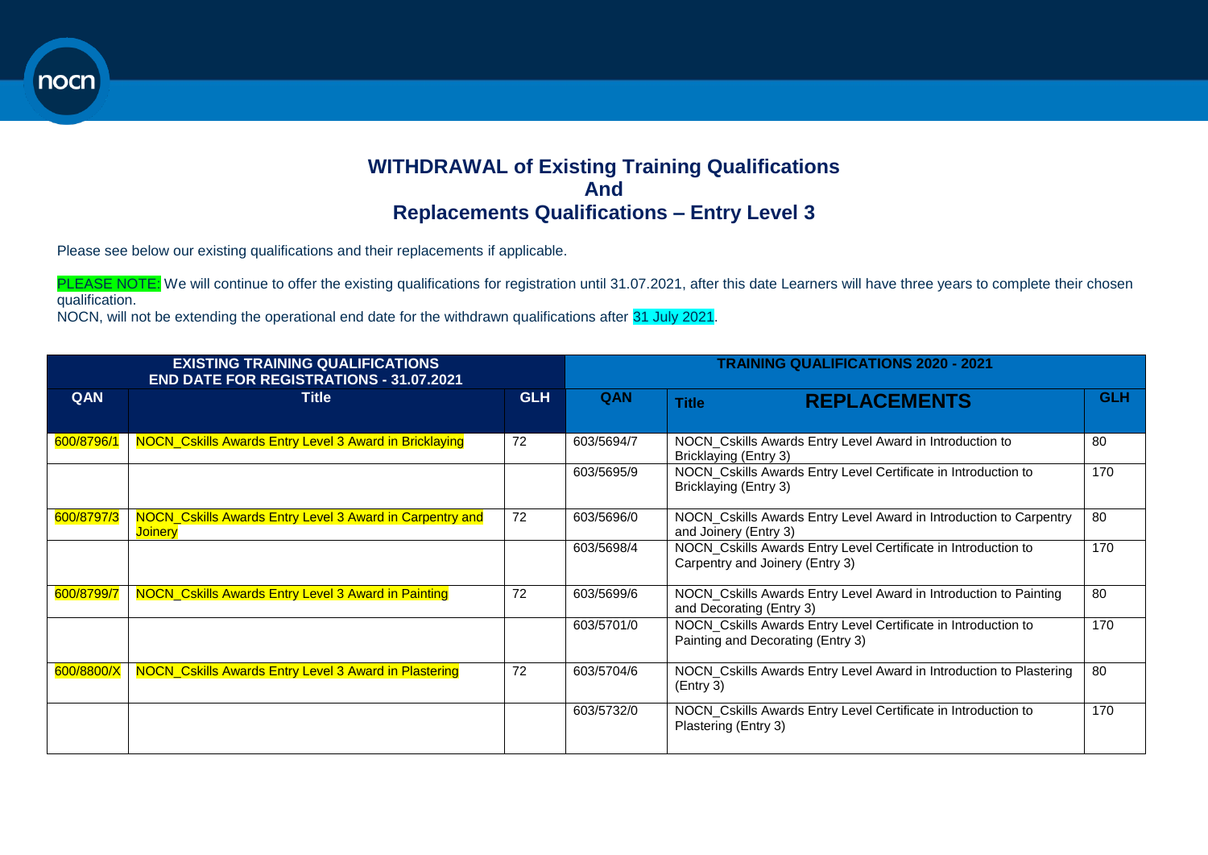# WITHDRAWAL of Existing Training Qualifications And Replacements Qualifications – Entry Level 3

Please see below our existing qualifications and their replacements if applicable.

PLEASE NOTE: We will continue to offer the existing qualifications for registration until 31.07.2021, after this date Learners will have three years to complete their chosen qualification.
NOCN, will not be extending the operational end date for the withdrawn qualifications after 31 July 2021.

| EXISTING TRAINING QUALIFICATIONS END DATE FOR REGISTRATIONS - 31.07.2021 | | | TRAINING QUALIFICATIONS 2020 - 2021 | | |
|---|---|---|---|---|---|
| QAN | Title | GLH | QAN | Title REPLACEMENTS | GLH |
| 600/8796/1 | NOCN_Cskills Awards Entry Level 3 Award in Bricklaying | 72 | 603/5694/7 | NOCN_Cskills Awards Entry Level Award in Introduction to Bricklaying (Entry 3) | 80 |
| | | | 603/5695/9 | NOCN_Cskills Awards Entry Level Certificate in Introduction to Bricklaying (Entry 3) | 170 |
| 600/8797/3 | NOCN_Cskills Awards Entry Level 3 Award in Carpentry and Joinery | 72 | 603/5696/0 | NOCN_Cskills Awards Entry Level Award in Introduction to Carpentry and Joinery (Entry 3) | 80 |
| | | | 603/5698/4 | NOCN_Cskills Awards Entry Level Certificate in Introduction to Carpentry and Joinery (Entry 3) | 170 |
| 600/8799/7 | NOCN_Cskills Awards Entry Level 3 Award in Painting | 72 | 603/5699/6 | NOCN_Cskills Awards Entry Level Award in Introduction to Painting and Decorating (Entry 3) | 80 |
| | | | 603/5701/0 | NOCN_Cskills Awards Entry Level Certificate in Introduction to Painting and Decorating (Entry 3) | 170 |
| 600/8800/X | NOCN_Cskills Awards Entry Level 3 Award in Plastering | 72 | 603/5704/6 | NOCN_Cskills Awards Entry Level Award in Introduction to Plastering (Entry 3) | 80 |
| | | | 603/5732/0 | NOCN_Cskills Awards Entry Level Certificate in Introduction to Plastering (Entry 3) | 170 |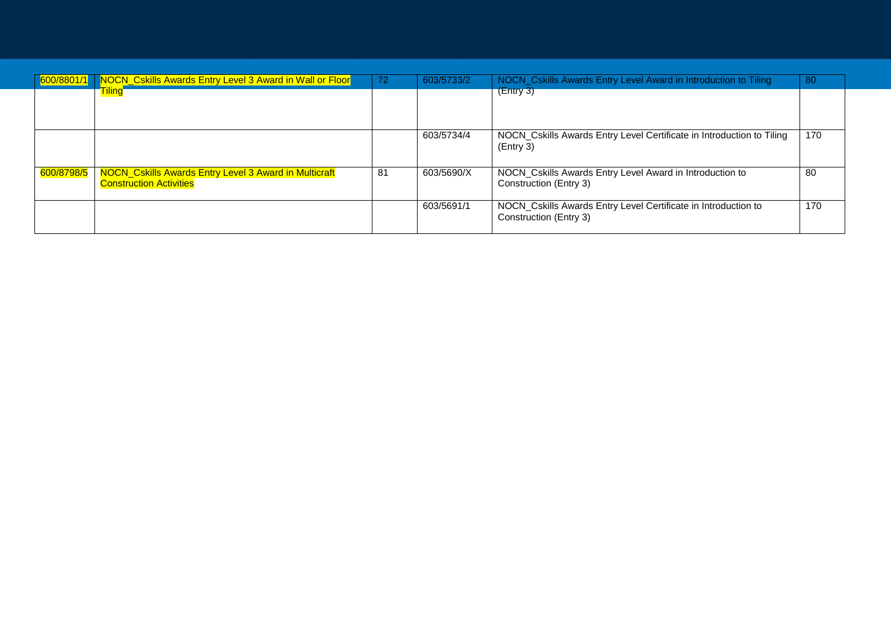| | | | | | |
|---|---|---|---|---|---|
| 600/8801/1 | NOCN_Cskills Awards Entry Level 3 Award in Wall or Floor Tiling | 72 | 603/5733/2 | NOCN_Cskills Awards Entry Level Award in Introduction to Tiling (Entry 3) | 80 |
| | | | 603/5734/4 | NOCN_Cskills Awards Entry Level Certificate in Introduction to Tiling (Entry 3) | 170 |
| 600/8798/5 | NOCN_Cskills Awards Entry Level 3 Award in Multicraft Construction Activities | 81 | 603/5690/X | NOCN_Cskills Awards Entry Level Award in Introduction to Construction (Entry 3) | 80 |
| | | | 603/5691/1 | NOCN_Cskills Awards Entry Level Certificate in Introduction to Construction (Entry 3) | 170 |